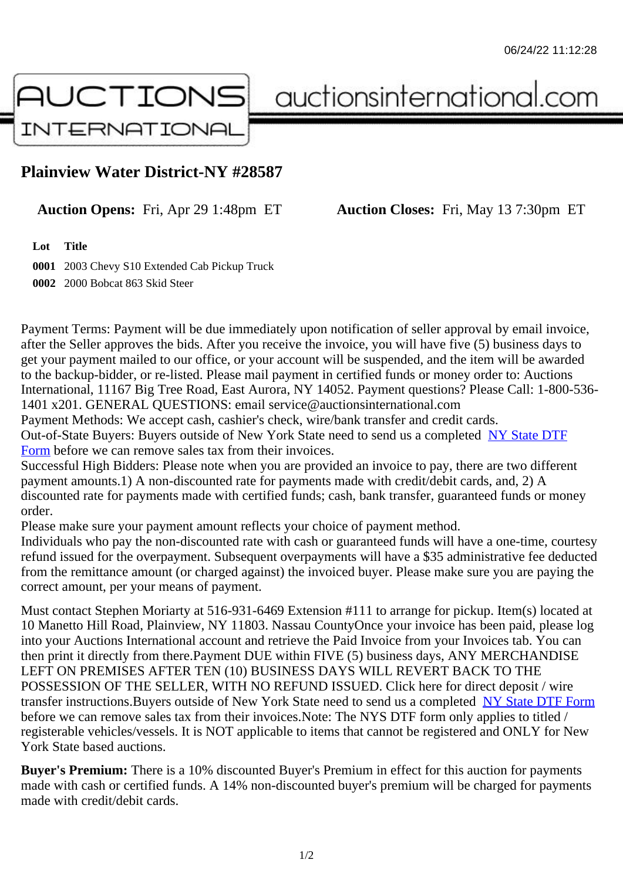# Plainview Water District-NY #28587

**Auction Opens:** Fri, Apr 29 1:48pm ET **Auction Closes:** Fri, May 13 7:30pm ET

| Lot | Title |
|---|---|
| **0001** | 2003 Chevy S10 Extended Cab Pickup Truck |
| **0002** | 2000 Bobcat 863 Skid Steer |

Payment Terms: Payment will be due immediately upon notification of seller approval by email invoice, after the Seller approves the bids. After you receive the invoice, you will have five (5) business days to get your payment mailed to our office, or your account will be suspended, and the item will be awarded to the backup-bidder, or re-listed. Please mail payment in certified funds or money order to: Auctions International, 11167 Big Tree Road, East Aurora, NY 14052. Payment questions? Please Call: 1-800-536-1401 x201. GENERAL QUESTIONS: email service@auctionsinternational.com
Payment Methods: We accept cash, cashier's check, wire/bank transfer and credit cards.
Out-of-State Buyers: Buyers outside of New York State need to send us a completed NY State DTF Form before we can remove sales tax from their invoices.
Successful High Bidders: Please note when you are provided an invoice to pay, there are two different payment amounts.1) A non-discounted rate for payments made with credit/debit cards, and, 2) A discounted rate for payments made with certified funds; cash, bank transfer, guaranteed funds or money order.
Please make sure your payment amount reflects your choice of payment method.
Individuals who pay the non-discounted rate with cash or guaranteed funds will have a one-time, courtesy refund issued for the overpayment. Subsequent overpayments will have a $35 administrative fee deducted from the remittance amount (or charged against) the invoiced buyer. Please make sure you are paying the correct amount, per your means of payment.

Must contact Stephen Moriarty at 516-931-6469 Extension #111 to arrange for pickup. Item(s) located at 10 Manetto Hill Road, Plainview, NY 11803. Nassau CountyOnce your invoice has been paid, please log into your Auctions International account and retrieve the Paid Invoice from your Invoices tab. You can then print it directly from there.Payment DUE within FIVE (5) business days, ANY MERCHANDISE LEFT ON PREMISES AFTER TEN (10) BUSINESS DAYS WILL REVERT BACK TO THE POSSESSION OF THE SELLER, WITH NO REFUND ISSUED. Click here for direct deposit / wire transfer instructions.Buyers outside of New York State need to send us a completed NY State DTF Form before we can remove sales tax from their invoices.Note: The NYS DTF form only applies to titled / registerable vehicles/vessels. It is NOT applicable to items that cannot be registered and ONLY for New York State based auctions.

**Buyer's Premium:** There is a 10% discounted Buyer's Premium in effect for this auction for payments made with cash or certified funds. A 14% non-discounted buyer's premium will be charged for payments made with credit/debit cards.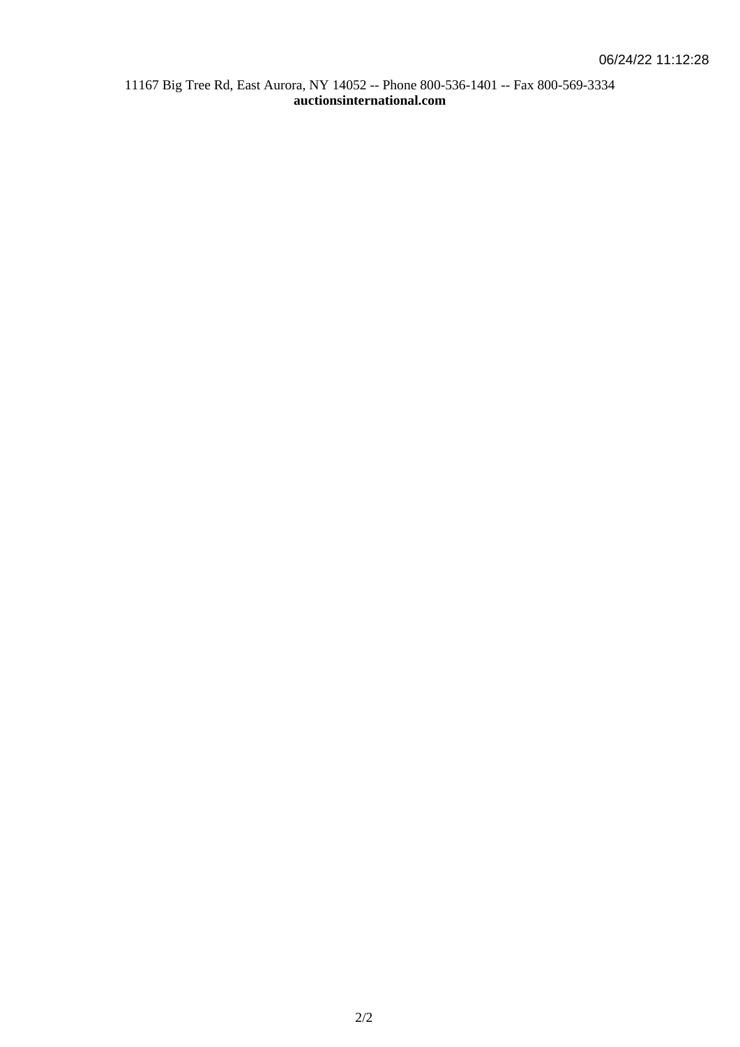06/24/22 11:12:28

11167 Big Tree Rd, East Aurora, NY 14052 -- Phone 800-536-1401 -- Fax 800-569-3334
**auctionsinternational.com**